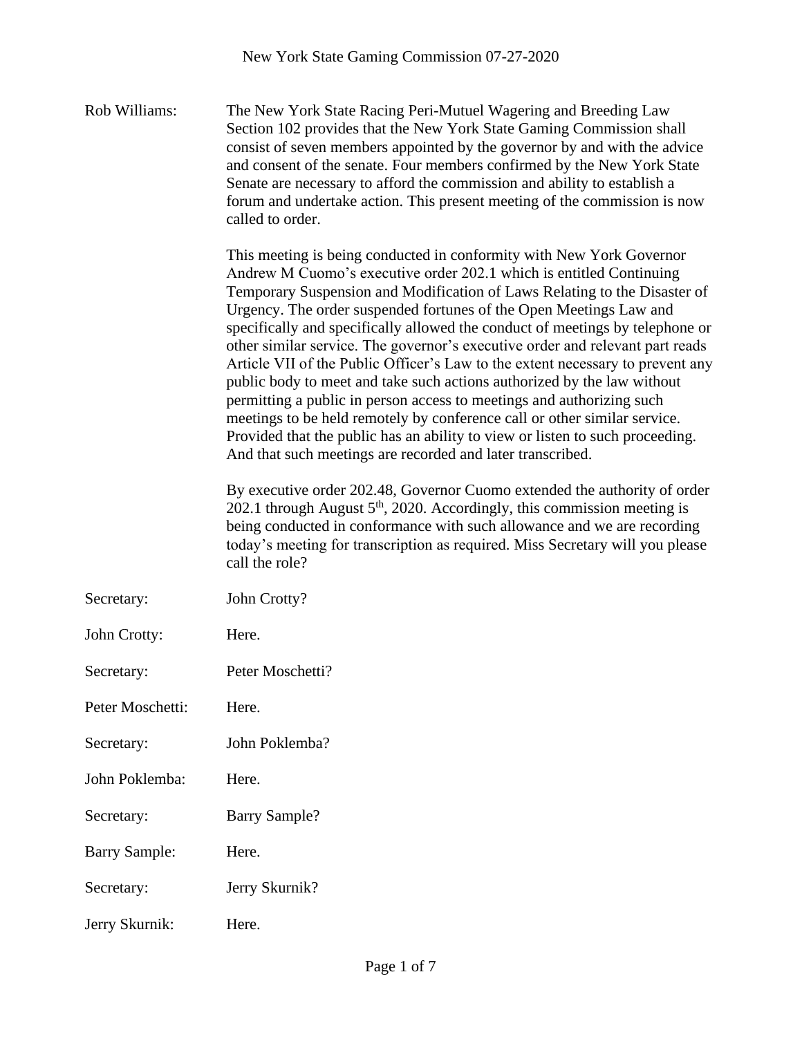Rob Williams: The New York State Racing Peri-Mutuel Wagering and Breeding Law Section 102 provides that the New York State Gaming Commission shall consist of seven members appointed by the governor by and with the advice and consent of the senate. Four members confirmed by the New York State Senate are necessary to afford the commission and ability to establish a forum and undertake action. This present meeting of the commission is now called to order.

This meeting is being conducted in conformity with New York Governor Andrew M Cuomo's executive order 202.1 which is entitled Continuing Temporary Suspension and Modification of Laws Relating to the Disaster of Urgency. The order suspended fortunes of the Open Meetings Law and specifically and specifically allowed the conduct of meetings by telephone or other similar service. The governor's executive order and relevant part reads Article VII of the Public Officer's Law to the extent necessary to prevent any public body to meet and take such actions authorized by the law without permitting a public in person access to meetings and authorizing such meetings to be held remotely by conference call or other similar service. Provided that the public has an ability to view or listen to such proceeding. And that such meetings are recorded and later transcribed.

By executive order 202.48, Governor Cuomo extended the authority of order 202.1 through August 5th, 2020. Accordingly, this commission meeting is being conducted in conformance with such allowance and we are recording today's meeting for transcription as required. Miss Secretary will you please call the role?

Secretary: John Crotty?

John Crotty: Here.

Secretary: Peter Moschetti?

Peter Moschetti: Here.

Secretary: John Poklemba?

John Poklemba: Here.

Secretary: Barry Sample?

Barry Sample: Here.

Secretary: Jerry Skurnik?

Jerry Skurnik: Here.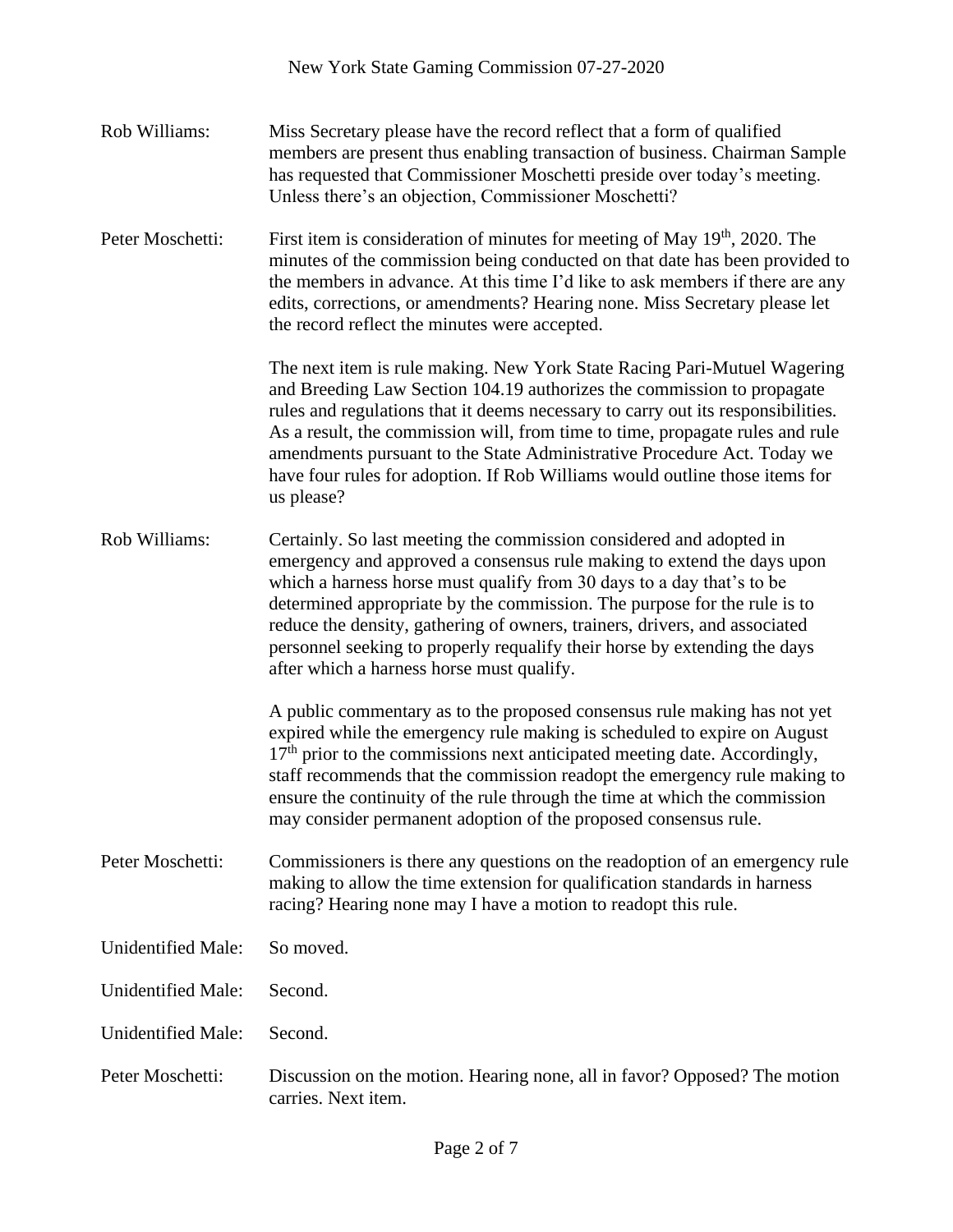Rob Williams: Miss Secretary please have the record reflect that a form of qualified members are present thus enabling transaction of business. Chairman Sample has requested that Commissioner Moschetti preside over today's meeting. Unless there's an objection, Commissioner Moschetti?

Peter Moschetti: First item is consideration of minutes for meeting of May 19th, 2020. The minutes of the commission being conducted on that date has been provided to the members in advance. At this time I'd like to ask members if there are any edits, corrections, or amendments? Hearing none. Miss Secretary please let the record reflect the minutes were accepted.

The next item is rule making. New York State Racing Pari-Mutuel Wagering and Breeding Law Section 104.19 authorizes the commission to propagate rules and regulations that it deems necessary to carry out its responsibilities. As a result, the commission will, from time to time, propagate rules and rule amendments pursuant to the State Administrative Procedure Act. Today we have four rules for adoption. If Rob Williams would outline those items for us please?

Rob Williams: Certainly. So last meeting the commission considered and adopted in emergency and approved a consensus rule making to extend the days upon which a harness horse must qualify from 30 days to a day that's to be determined appropriate by the commission. The purpose for the rule is to reduce the density, gathering of owners, trainers, drivers, and associated personnel seeking to properly requalify their horse by extending the days after which a harness horse must qualify.

A public commentary as to the proposed consensus rule making has not yet expired while the emergency rule making is scheduled to expire on August 17th prior to the commissions next anticipated meeting date. Accordingly, staff recommends that the commission readopt the emergency rule making to ensure the continuity of the rule through the time at which the commission may consider permanent adoption of the proposed consensus rule.

Peter Moschetti: Commissioners is there any questions on the readoption of an emergency rule making to allow the time extension for qualification standards in harness racing? Hearing none may I have a motion to readopt this rule.

Unidentified Male: So moved.

Unidentified Male: Second.

Unidentified Male: Second.

Peter Moschetti: Discussion on the motion. Hearing none, all in favor? Opposed? The motion carries. Next item.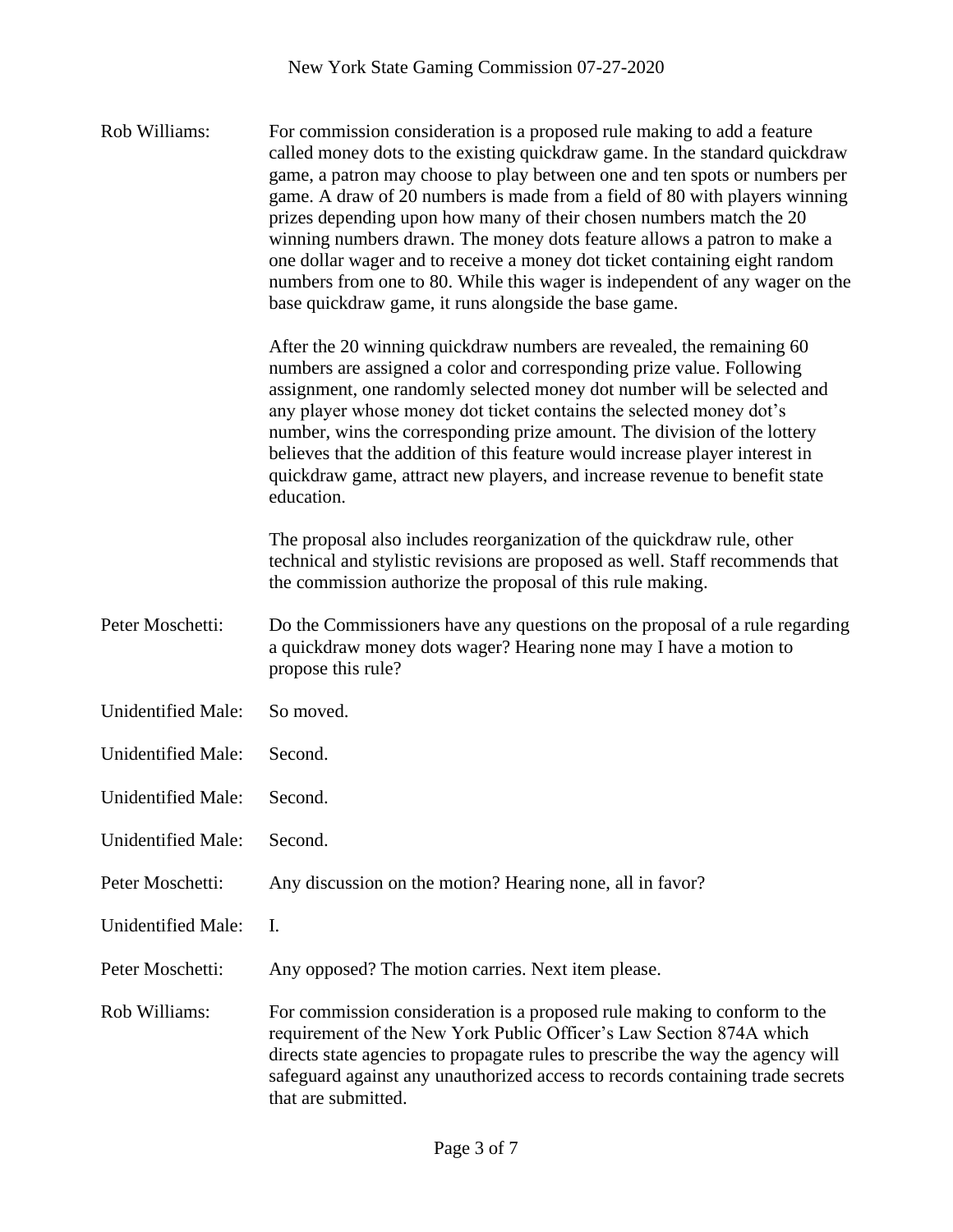Rob Williams: For commission consideration is a proposed rule making to add a feature called money dots to the existing quickdraw game. In the standard quickdraw game, a patron may choose to play between one and ten spots or numbers per game. A draw of 20 numbers is made from a field of 80 with players winning prizes depending upon how many of their chosen numbers match the 20 winning numbers drawn. The money dots feature allows a patron to make a one dollar wager and to receive a money dot ticket containing eight random numbers from one to 80. While this wager is independent of any wager on the base quickdraw game, it runs alongside the base game.

After the 20 winning quickdraw numbers are revealed, the remaining 60 numbers are assigned a color and corresponding prize value. Following assignment, one randomly selected money dot number will be selected and any player whose money dot ticket contains the selected money dot's number, wins the corresponding prize amount. The division of the lottery believes that the addition of this feature would increase player interest in quickdraw game, attract new players, and increase revenue to benefit state education.

The proposal also includes reorganization of the quickdraw rule, other technical and stylistic revisions are proposed as well. Staff recommends that the commission authorize the proposal of this rule making.

Peter Moschetti: Do the Commissioners have any questions on the proposal of a rule regarding a quickdraw money dots wager? Hearing none may I have a motion to propose this rule?

Unidentified Male: So moved.

Unidentified Male: Second.

Unidentified Male: Second.

Unidentified Male: Second.

Peter Moschetti: Any discussion on the motion? Hearing none, all in favor?

Unidentified Male: I.

Peter Moschetti: Any opposed? The motion carries. Next item please.

Rob Williams: For commission consideration is a proposed rule making to conform to the requirement of the New York Public Officer's Law Section 874A which directs state agencies to propagate rules to prescribe the way the agency will safeguard against any unauthorized access to records containing trade secrets that are submitted.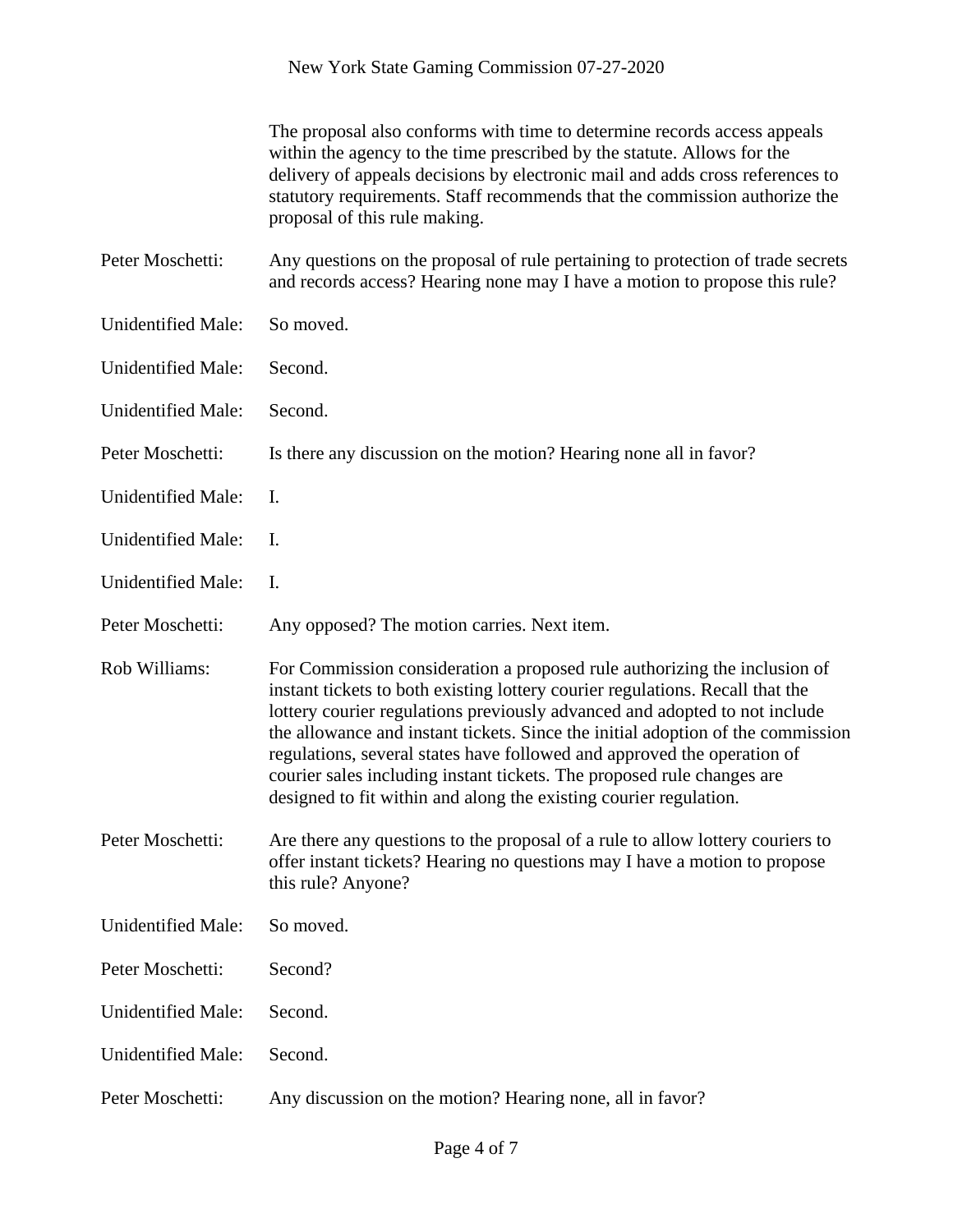The proposal also conforms with time to determine records access appeals within the agency to the time prescribed by the statute. Allows for the delivery of appeals decisions by electronic mail and adds cross references to statutory requirements. Staff recommends that the commission authorize the proposal of this rule making.

Peter Moschetti: Any questions on the proposal of rule pertaining to protection of trade secrets and records access? Hearing none may I have a motion to propose this rule?

Unidentified Male: So moved.

Unidentified Male: Second.

Unidentified Male: Second.

Peter Moschetti: Is there any discussion on the motion? Hearing none all in favor?

Unidentified Male: I.

Unidentified Male: I.

Unidentified Male: I.

Peter Moschetti: Any opposed? The motion carries. Next item.

Rob Williams: For Commission consideration a proposed rule authorizing the inclusion of instant tickets to both existing lottery courier regulations. Recall that the lottery courier regulations previously advanced and adopted to not include the allowance and instant tickets. Since the initial adoption of the commission regulations, several states have followed and approved the operation of courier sales including instant tickets. The proposed rule changes are designed to fit within and along the existing courier regulation.

Peter Moschetti: Are there any questions to the proposal of a rule to allow lottery couriers to offer instant tickets? Hearing no questions may I have a motion to propose this rule? Anyone?

Unidentified Male: So moved.

Peter Moschetti: Second?

Unidentified Male: Second.

Unidentified Male: Second.

Peter Moschetti: Any discussion on the motion? Hearing none, all in favor?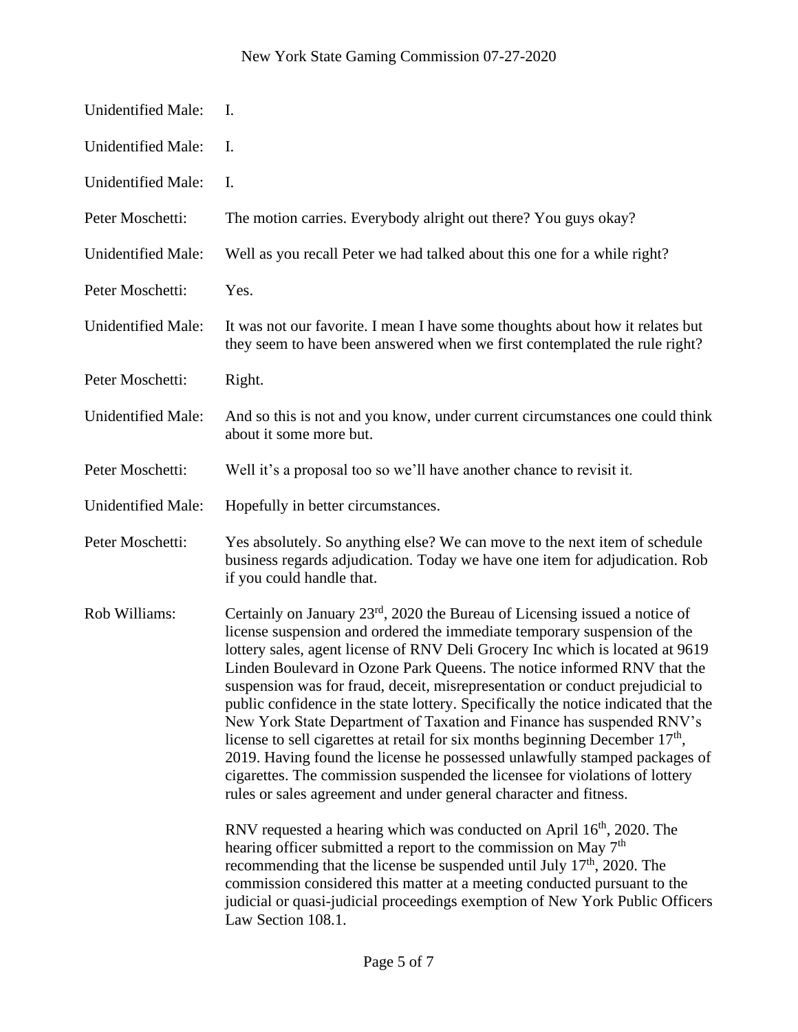Unidentified Male: I.

Unidentified Male: I.

Unidentified Male: I.

Peter Moschetti: The motion carries. Everybody alright out there? You guys okay?

Unidentified Male: Well as you recall Peter we had talked about this one for a while right?

Peter Moschetti: Yes.

Unidentified Male: It was not our favorite. I mean I have some thoughts about how it relates but they seem to have been answered when we first contemplated the rule right?

Peter Moschetti: Right.

Unidentified Male: And so this is not and you know, under current circumstances one could think about it some more but.

Peter Moschetti: Well it's a proposal too so we'll have another chance to revisit it.

Unidentified Male: Hopefully in better circumstances.

Peter Moschetti: Yes absolutely. So anything else? We can move to the next item of schedule business regards adjudication. Today we have one item for adjudication. Rob if you could handle that.

Rob Williams: Certainly on January 23rd, 2020 the Bureau of Licensing issued a notice of license suspension and ordered the immediate temporary suspension of the lottery sales, agent license of RNV Deli Grocery Inc which is located at 9619 Linden Boulevard in Ozone Park Queens. The notice informed RNV that the suspension was for fraud, deceit, misrepresentation or conduct prejudicial to public confidence in the state lottery. Specifically the notice indicated that the New York State Department of Taxation and Finance has suspended RNV's license to sell cigarettes at retail for six months beginning December 17th, 2019. Having found the license he possessed unlawfully stamped packages of cigarettes. The commission suspended the licensee for violations of lottery rules or sales agreement and under general character and fitness.

RNV requested a hearing which was conducted on April 16th, 2020. The hearing officer submitted a report to the commission on May 7th recommending that the license be suspended until July 17th, 2020. The commission considered this matter at a meeting conducted pursuant to the judicial or quasi-judicial proceedings exemption of New York Public Officers Law Section 108.1.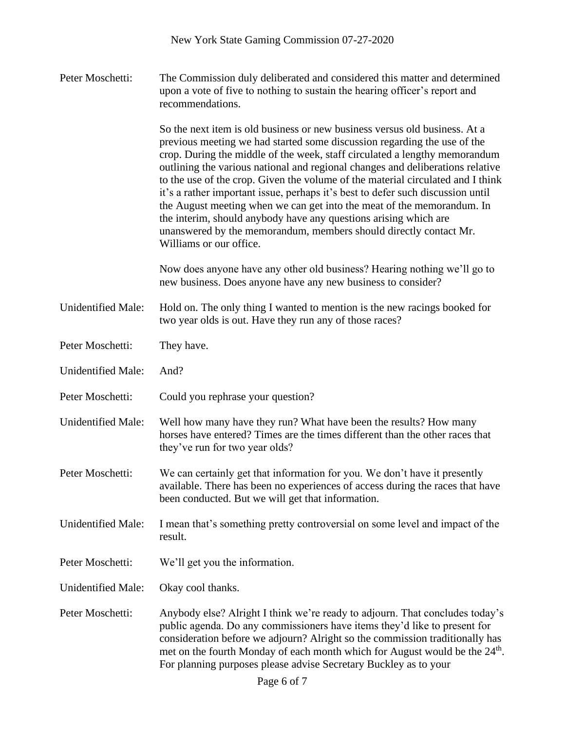Peter Moschetti: The Commission duly deliberated and considered this matter and determined upon a vote of five to nothing to sustain the hearing officer's report and recommendations.

So the next item is old business or new business versus old business. At a previous meeting we had started some discussion regarding the use of the crop. During the middle of the week, staff circulated a lengthy memorandum outlining the various national and regional changes and deliberations relative to the use of the crop. Given the volume of the material circulated and I think it's a rather important issue, perhaps it's best to defer such discussion until the August meeting when we can get into the meat of the memorandum. In the interim, should anybody have any questions arising which are unanswered by the memorandum, members should directly contact Mr. Williams or our office.

Now does anyone have any other old business? Hearing nothing we'll go to new business. Does anyone have any new business to consider?

Unidentified Male: Hold on. The only thing I wanted to mention is the new racings booked for two year olds is out. Have they run any of those races?

Peter Moschetti: They have.

Unidentified Male: And?

Peter Moschetti: Could you rephrase your question?

Unidentified Male: Well how many have they run? What have been the results? How many horses have entered? Times are the times different than the other races that they've run for two year olds?

Peter Moschetti: We can certainly get that information for you. We don't have it presently available. There has been no experiences of access during the races that have been conducted. But we will get that information.

Unidentified Male: I mean that's something pretty controversial on some level and impact of the result.

Peter Moschetti: We'll get you the information.

Unidentified Male: Okay cool thanks.

Peter Moschetti: Anybody else? Alright I think we're ready to adjourn. That concludes today's public agenda. Do any commissioners have items they'd like to present for consideration before we adjourn? Alright so the commission traditionally has met on the fourth Monday of each month which for August would be the 24th. For planning purposes please advise Secretary Buckley as to your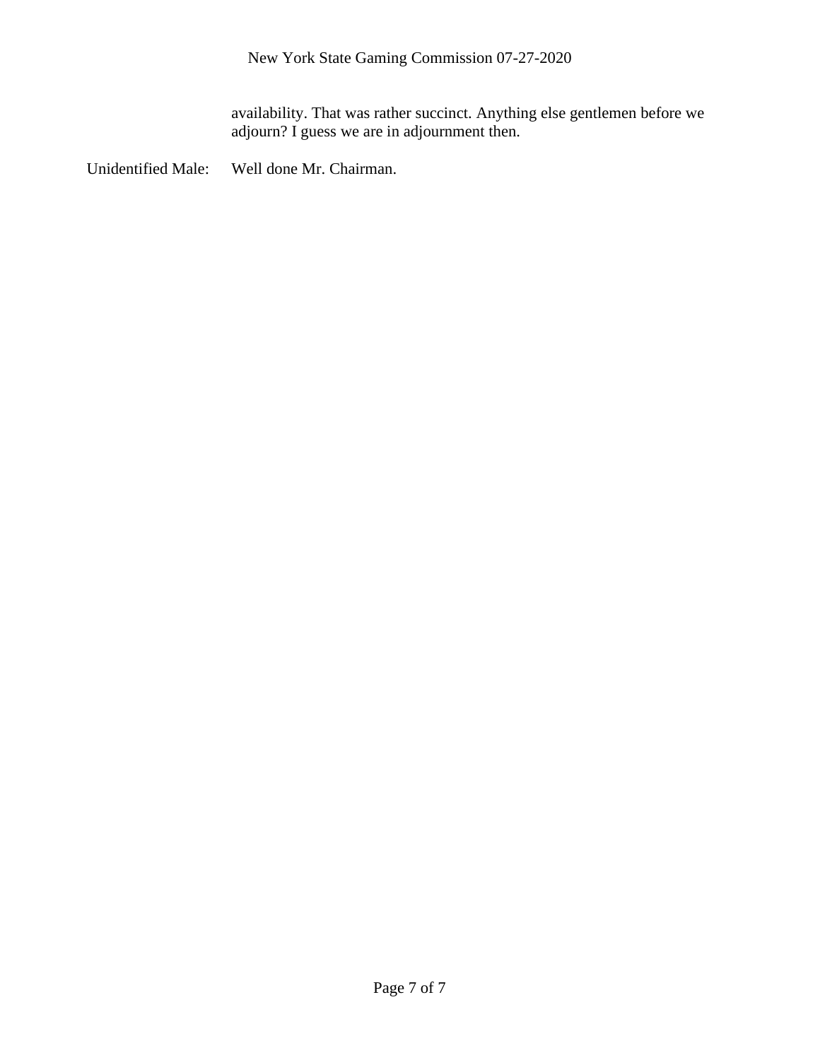availability. That was rather succinct. Anything else gentlemen before we adjourn? I guess we are in adjournment then.

Unidentified Male: Well done Mr. Chairman.